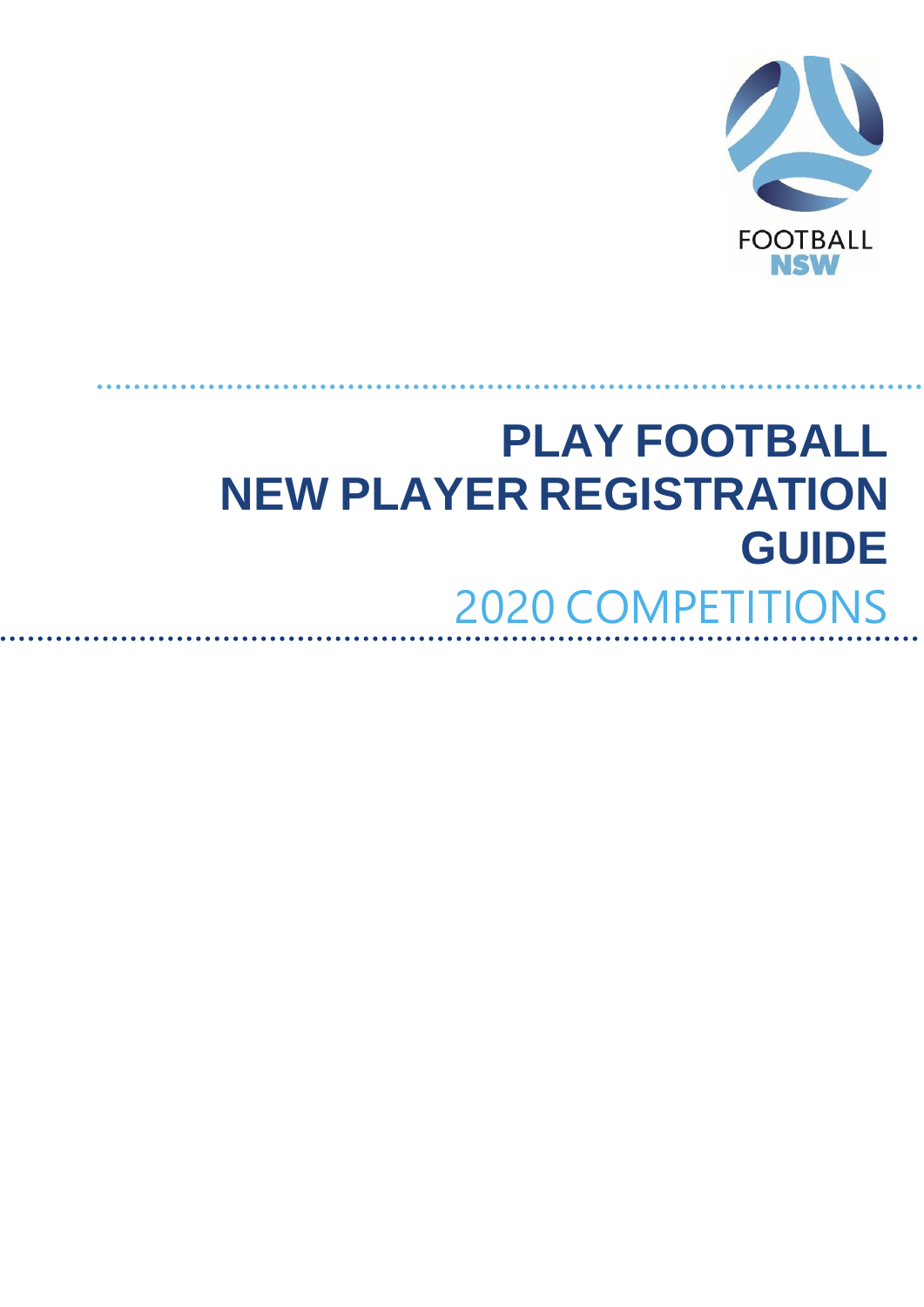FOOTBALL
NSW

# PLAY FOOTBALL NEW PLAYER REGISTRATION GUIDE

## 2020 COMPETITIONS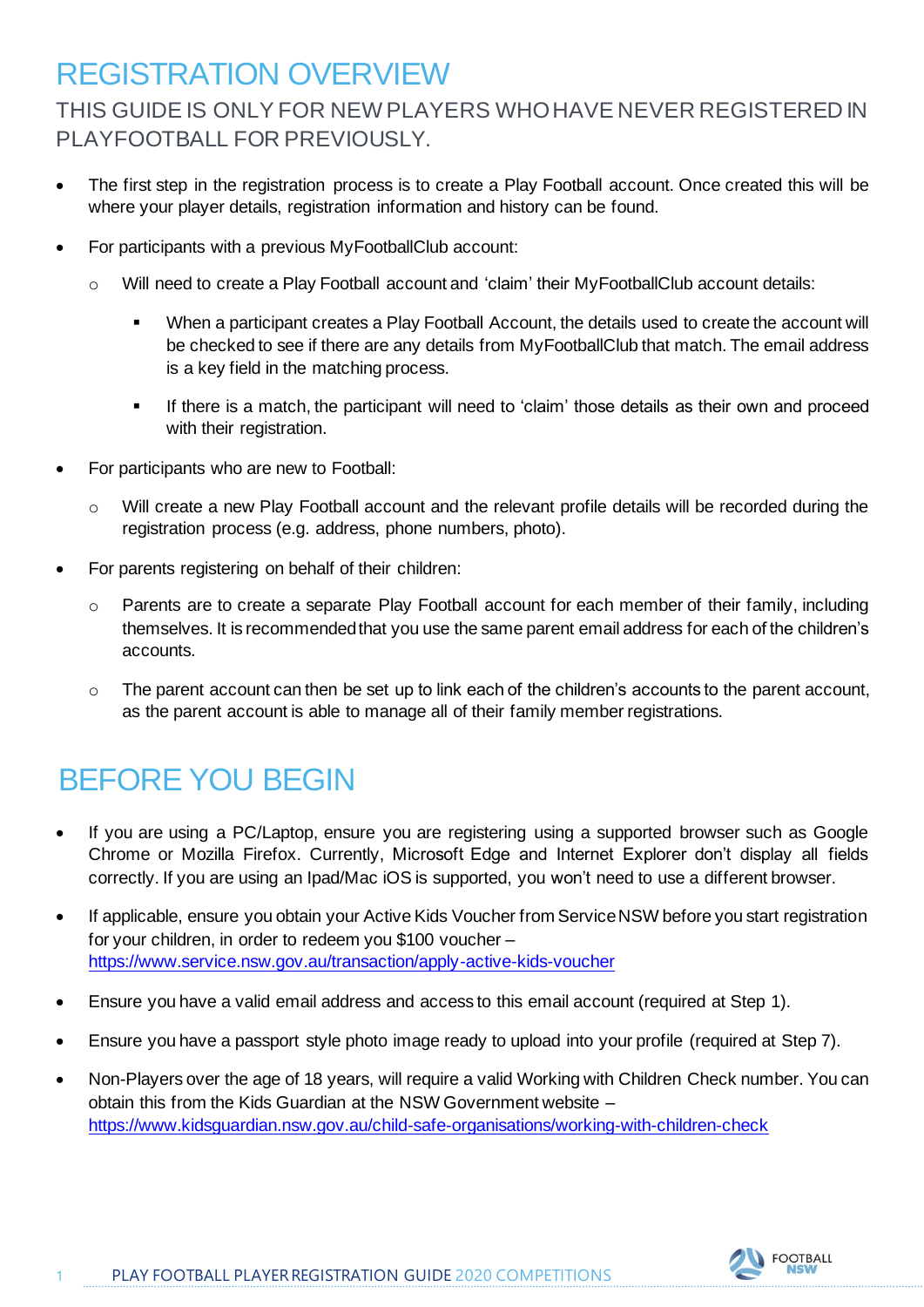# REGISTRATION OVERVIEW

## THIS GUIDE IS ONLY FOR NEW PLAYERS WHO HAVE NEVER REGISTERED IN PLAYFOOTBALL FOR PREVIOUSLY.

- The first step in the registration process is to create a Play Football account. Once created this will be where your player details, registration information and history can be found.
- For participants with a previous MyFootballClub account:
  - Will need to create a Play Football account and 'claim' their MyFootballClub account details:
    - When a participant creates a Play Football Account, the details used to create the account will be checked to see if there are any details from MyFootballClub that match. The email address is a key field in the matching process.
    - If there is a match, the participant will need to 'claim' those details as their own and proceed with their registration.
- For participants who are new to Football:
  - Will create a new Play Football account and the relevant profile details will be recorded during the registration process (e.g. address, phone numbers, photo).
- For parents registering on behalf of their children:
  - Parents are to create a separate Play Football account for each member of their family, including themselves. It is recommended that you use the same parent email address for each of the children's accounts.
  - The parent account can then be set up to link each of the children's accounts to the parent account, as the parent account is able to manage all of their family member registrations.

# BEFORE YOU BEGIN

- If you are using a PC/Laptop, ensure you are registering using a supported browser such as Google Chrome or Mozilla Firefox. Currently, Microsoft Edge and Internet Explorer don't display all fields correctly. If you are using an Ipad/Mac iOS is supported, you won't need to use a different browser.
- If applicable, ensure you obtain your Active Kids Voucher from Service NSW before you start registration for your children, in order to redeem you $100 voucher – https://www.service.nsw.gov.au/transaction/apply-active-kids-voucher
- Ensure you have a valid email address and access to this email account (required at Step 1).
- Ensure you have a passport style photo image ready to upload into your profile (required at Step 7).
- Non-Players over the age of 18 years, will require a valid Working with Children Check number. You can obtain this from the Kids Guardian at the NSW Government website – https://www.kidsguardian.nsw.gov.au/child-safe-organisations/working-with-children-check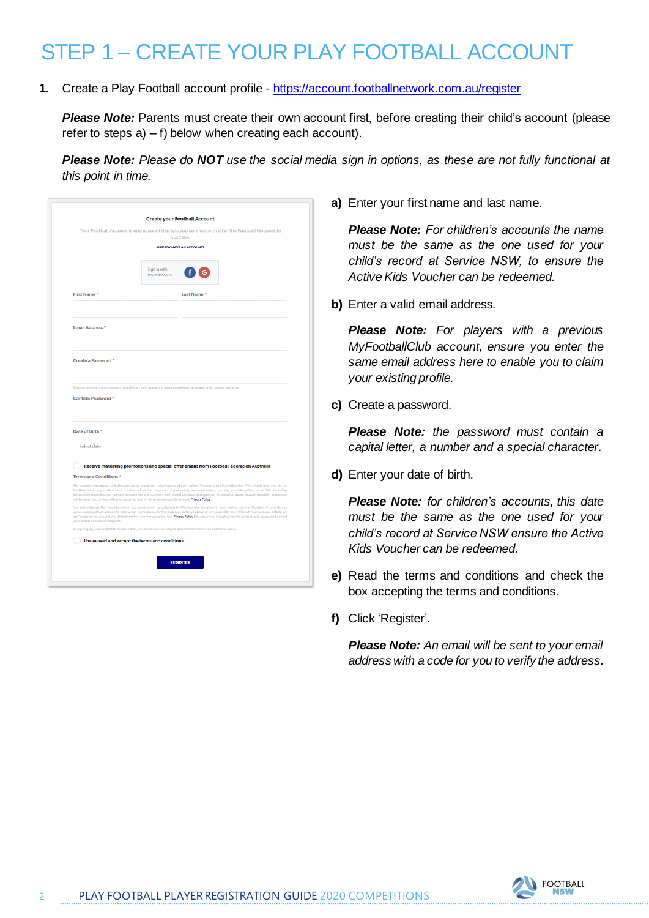# STEP 1 – CREATE YOUR PLAY FOOTBALL ACCOUNT

1. Create a Play Football account profile - https://account.footballnetwork.com.au/register

   ***Please Note:*** Parents must create their own account first, before creating their child's account (please refer to steps a) – f) below when creating each account).

   ***Please Note:*** *Please do **NOT** use the social media sign in options, as these are not fully functional at this point in time.*

a) Enter your first name and last name.

   ***Please Note:*** *For children's accounts the name must be the same as the one used for your child's record at Service NSW, to ensure the Active Kids Voucher can be redeemed.*

b) Enter a valid email address.

   ***Please Note:*** *For players with a previous MyFootballClub account, ensure you enter the same email address here to enable you to claim your existing profile.*

c) Create a password.

   ***Please Note:*** *the password must contain a capital letter, a number and a special character.*

d) Enter your date of birth.

   ***Please Note:*** *for children's accounts, this date must be the same as the one used for your child's record at Service NSW ensure the Active Kids Voucher can be redeemed.*

e) Read the terms and conditions and check the box accepting the terms and conditions.

f) Click 'Register'.

   ***Please Note:*** *An email will be sent to your email address with a code for you to verify the address.*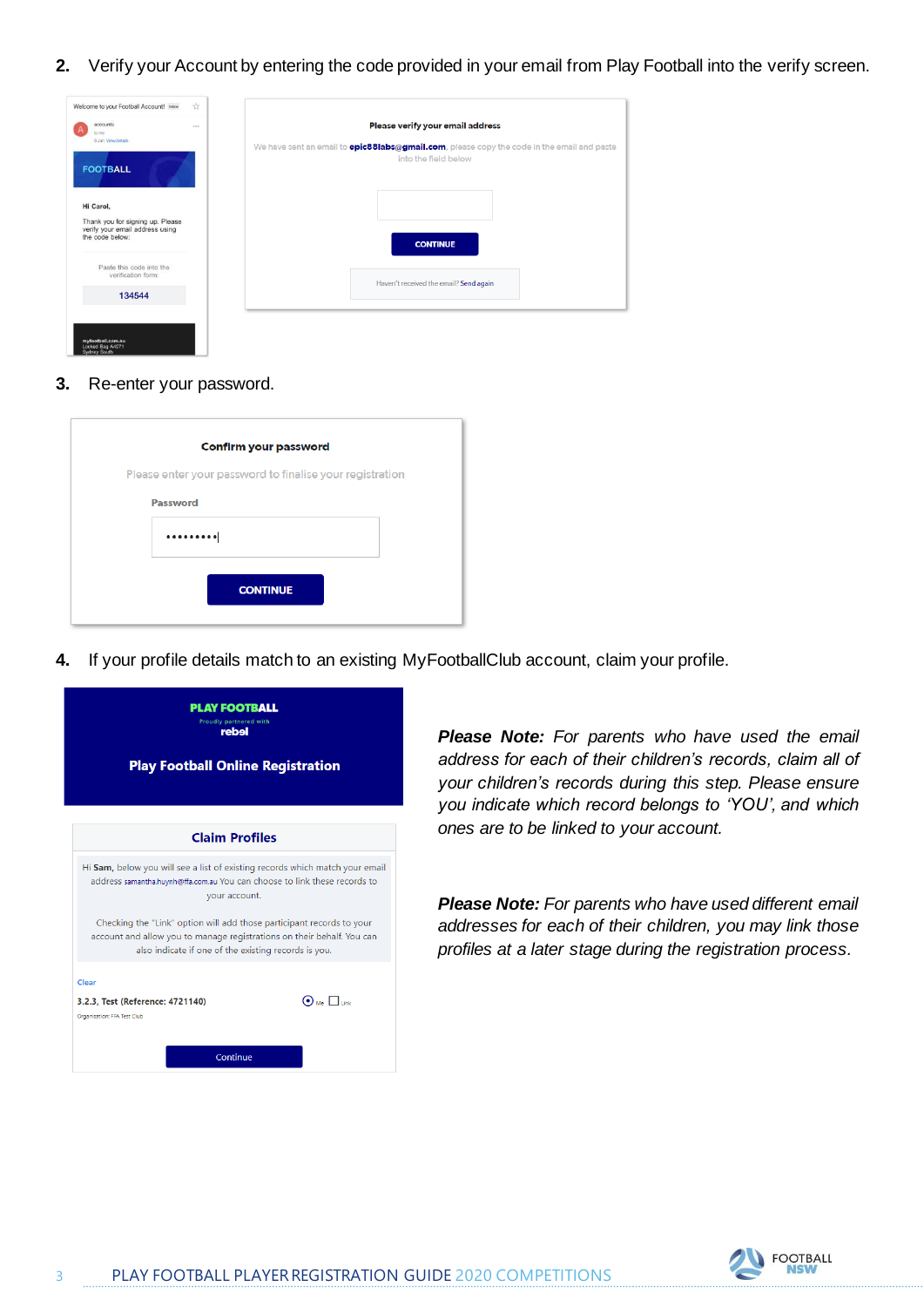2. Verify your Account by entering the code provided in your email from Play Football into the verify screen.

Welcome to your Football Account!

FOOTBALL

Hi Carol,

Thank you for signing up. Please verify your email address using the code below:

Paste this code into the verification form

134544

**Please verify your email address**

We have sent an email to **epic88labs@gmail.com**, please copy the code in the email and paste into the field below

CONTINUE

Haven't received the email? Send again

3. Re-enter your password.

**Confirm your password**

Please enter your password to finalise your registration

Password

CONTINUE

4. If your profile details match to an existing MyFootballClub account, claim your profile.

**PLAY FOOTBALL**

Proudly partnered with

rebel

**Play Football Online Registration**

**Claim Profiles**

Hi **Sam**, below you will see a list of existing records which match your email address samantha.huynh@ffa.com.au You can choose to link these records to your account.

Checking the "Link" option will add those participant records to your account and allow you to manage registrations on their behalf. You can also indicate if one of the existing records is you.

Clear

**3.2.3, Test (Reference: 4721140)** Me Link

Organisation: FFA Test Club

Continue

***Please Note:*** *For parents who have used the email address for each of their children's records, claim all of your children's records during this step. Please ensure you indicate which record belongs to 'YOU', and which ones are to be linked to your account.*

***Please Note:*** *For parents who have used different email addresses for each of their children, you may link those profiles at a later stage during the registration process.*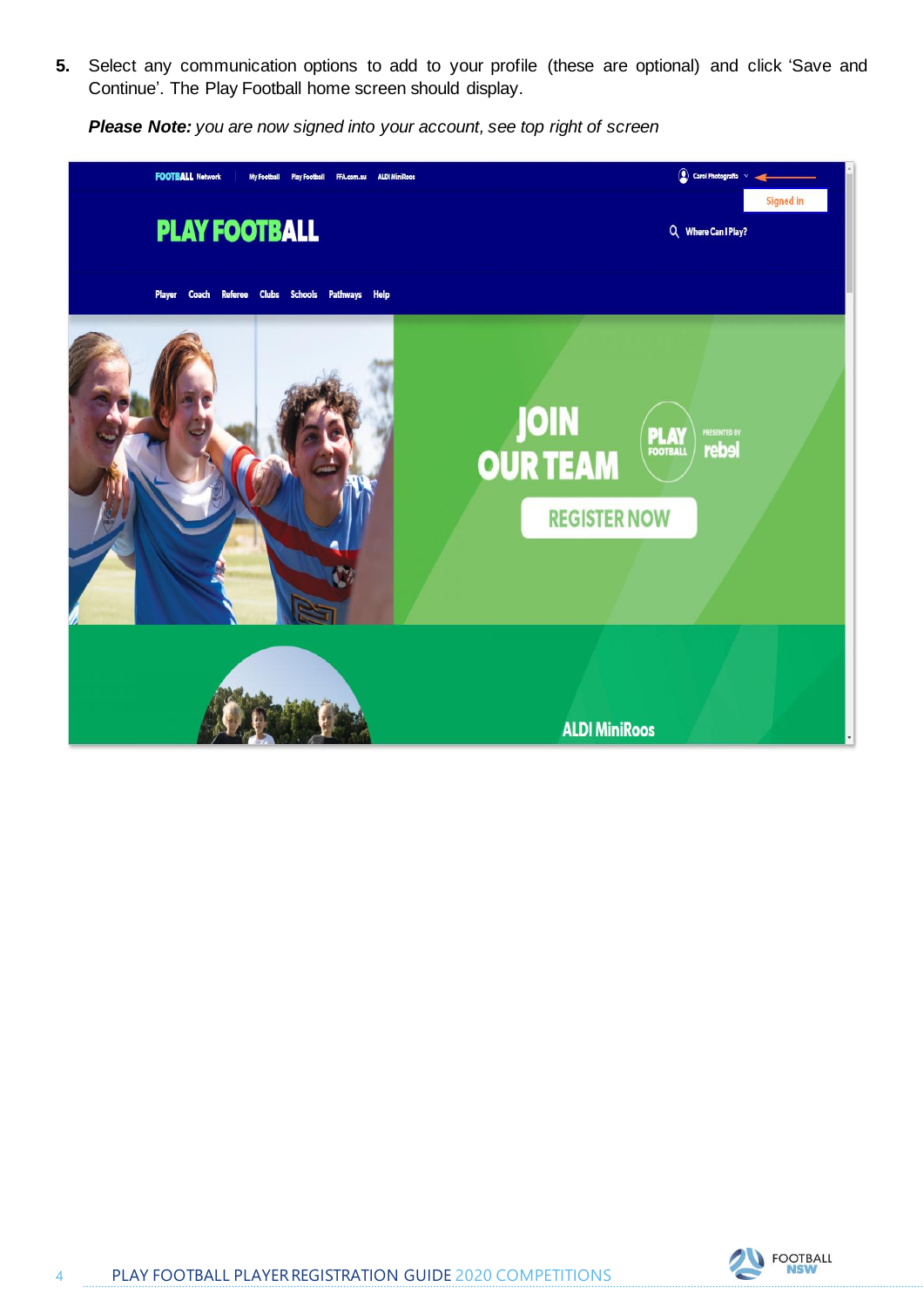5. Select any communication options to add to your profile (these are optional) and click 'Save and Continue'. The Play Football home screen should display.

   ***Please Note:*** *you are now signed into your account, see top right of screen*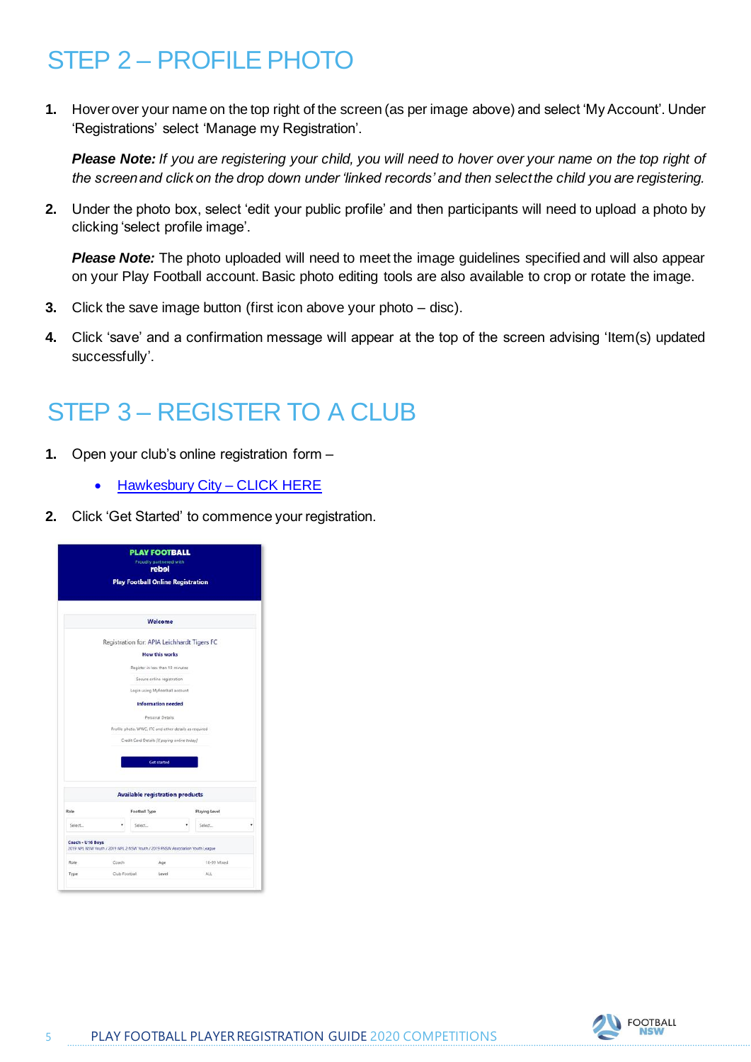## STEP 2 – PROFILE PHOTO

1. Hover over your name on the top right of the screen (as per image above) and select 'My Account'. Under 'Registrations' select 'Manage my Registration'.

   ***Please Note:*** *If you are registering your child, you will need to hover over your name on the top right of the screen and click on the drop down under 'linked records' and then select the child you are registering.*

2. Under the photo box, select 'edit your public profile' and then participants will need to upload a photo by clicking 'select profile image'.

   ***Please Note:*** The photo uploaded will need to meet the image guidelines specified and will also appear on your Play Football account. Basic photo editing tools are also available to crop or rotate the image.

3. Click the save image button (first icon above your photo – disc).

4. Click 'save' and a confirmation message will appear at the top of the screen advising 'Item(s) updated successfully'.

## STEP 3 – REGISTER TO A CLUB

1. Open your club's online registration form –

   - Hawkesbury City – CLICK HERE

2. Click 'Get Started' to commence your registration.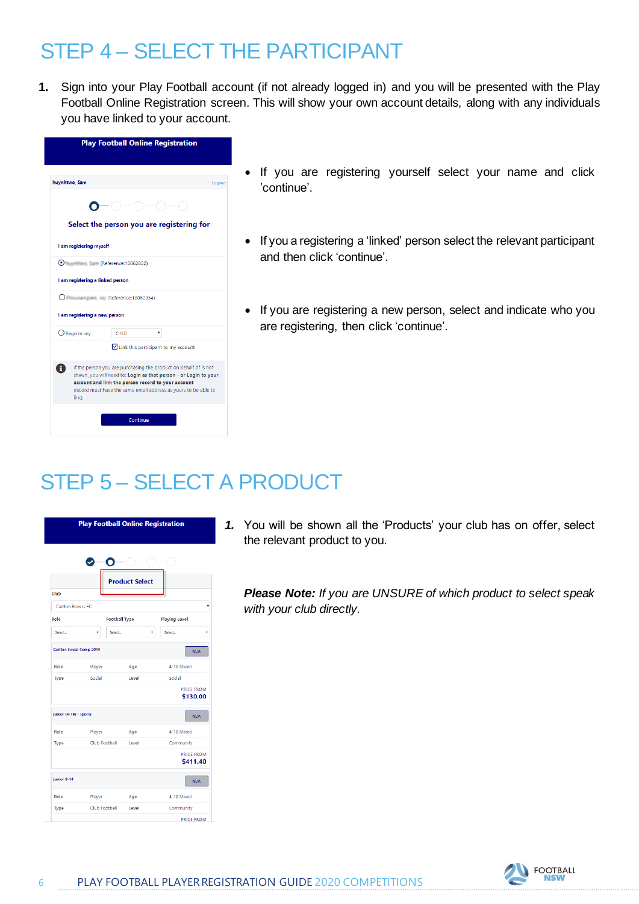# STEP 4 – SELECT THE PARTICIPANT

1. Sign into your Play Football account (if not already logged in) and you will be presented with the Play Football Online Registration screen. This will show your own account details, along with any individuals you have linked to your account.

- If you are registering yourself select your name and click 'continue'.
- If you a registering a 'linked' person select the relevant participant and then click 'continue'.
- If you are registering a new person, select and indicate who you are registering, then click 'continue'.

# STEP 5 – SELECT A PRODUCT

1. You will be shown all the 'Products' your club has on offer, select the relevant product to you.

***Please Note:*** *If you are UNSURE of which product to select speak with your club directly.*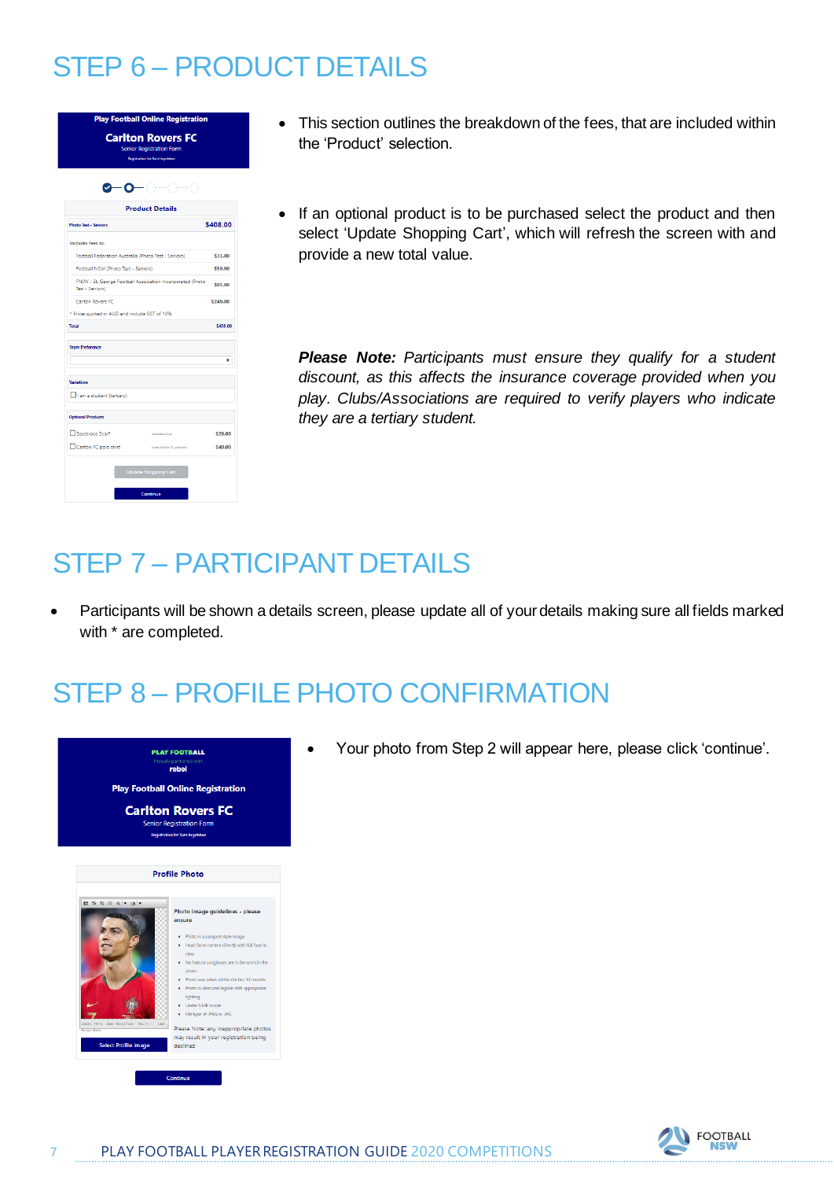# STEP 6 – PRODUCT DETAILS

- This section outlines the breakdown of the fees, that are included within the 'Product' selection.
- If an optional product is to be purchased select the product and then select 'Update Shopping Cart', which will refresh the screen with and provide a new total value.

***Please Note:*** *Participants must ensure they qualify for a student discount, as this affects the insurance coverage provided when you play. Clubs/Associations are required to verify players who indicate they are a tertiary student.*

# STEP 7 – PARTICIPANT DETAILS

- Participants will be shown a details screen, please update all of your details making sure all fields marked with * are completed.

# STEP 8 – PROFILE PHOTO CONFIRMATION

- Your photo from Step 2 will appear here, please click 'continue'.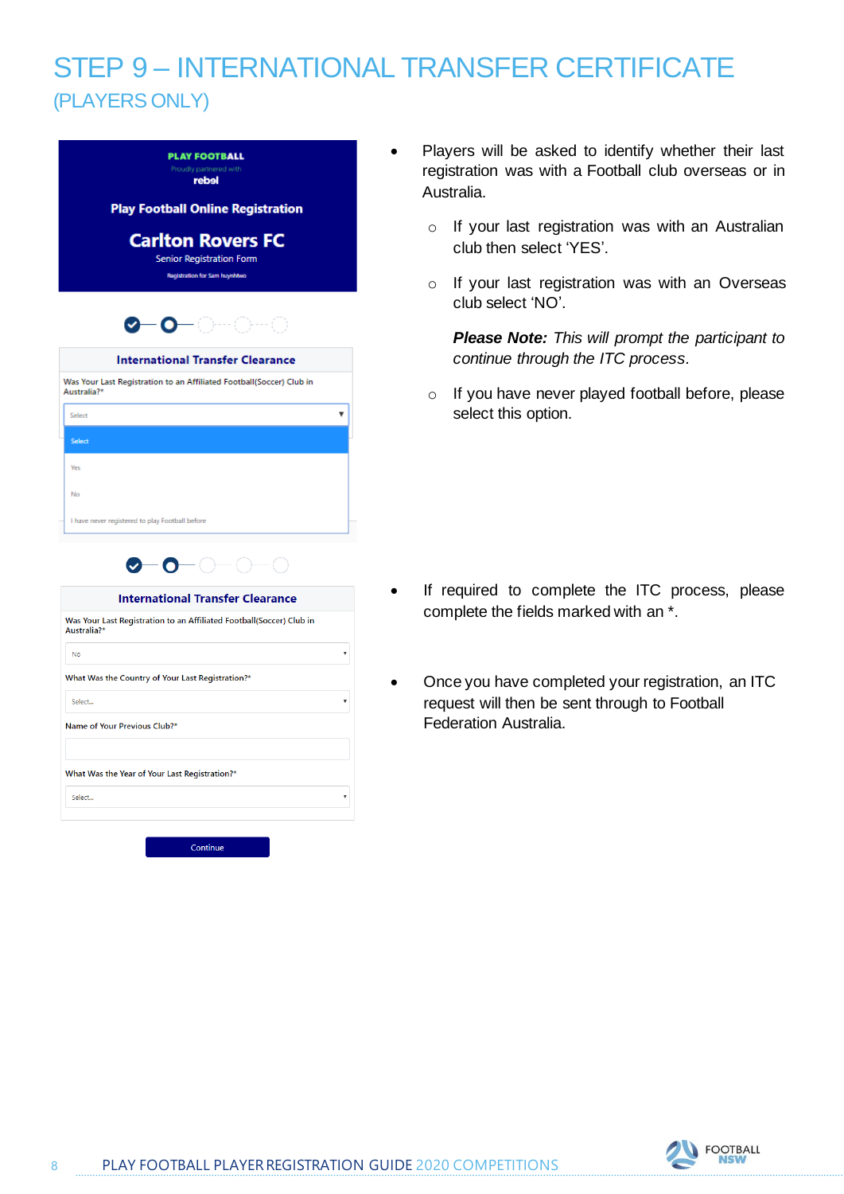# STEP 9 – INTERNATIONAL TRANSFER CERTIFICATE

## (PLAYERS ONLY)

- Players will be asked to identify whether their last registration was with a Football club overseas or in Australia.
  - If your last registration was with an Australian club then select 'YES'.
  - If your last registration was with an Overseas club select 'NO'.

    ***Please Note:*** *This will prompt the participant to continue through the ITC process.*
  - If you have never played football before, please select this option.

- If required to complete the ITC process, please complete the fields marked with an *.

- Once you have completed your registration, an ITC request will then be sent through to Football Federation Australia.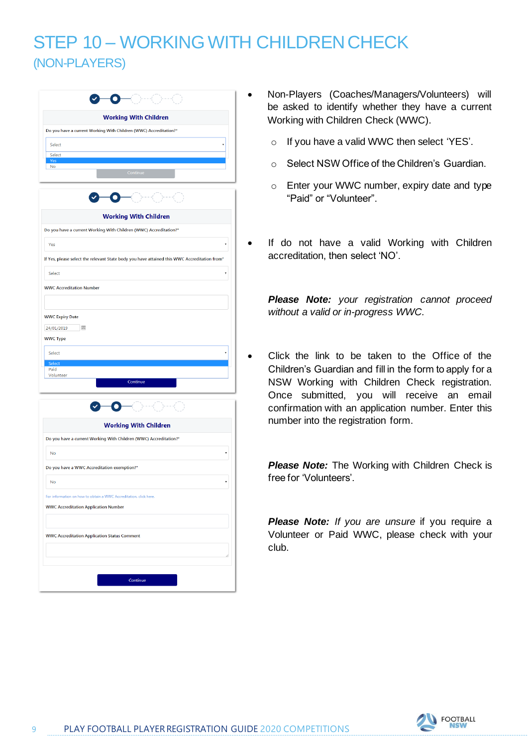# STEP 10 – WORKING WITH CHILDREN CHECK

## (NON-PLAYERS)

- Non-Players (Coaches/Managers/Volunteers) will be asked to identify whether they have a current Working with Children Check (WWC).
  - If you have a valid WWC then select 'YES'.
  - Select NSW Office of the Children's Guardian.
  - Enter your WWC number, expiry date and type "Paid" or "Volunteer".

- If do not have a valid Working with Children accreditation, then select 'NO'.

***Please Note:*** *your registration cannot proceed without a valid or in-progress WWC.*

- Click the link to be taken to the Office of the Children's Guardian and fill in the form to apply for a NSW Working with Children Check registration. Once submitted, you will receive an email confirmation with an application number. Enter this number into the registration form.

***Please Note:*** The Working with Children Check is free for 'Volunteers'.

***Please Note:*** *If you are unsure* if you require a Volunteer or Paid WWC, please check with your club.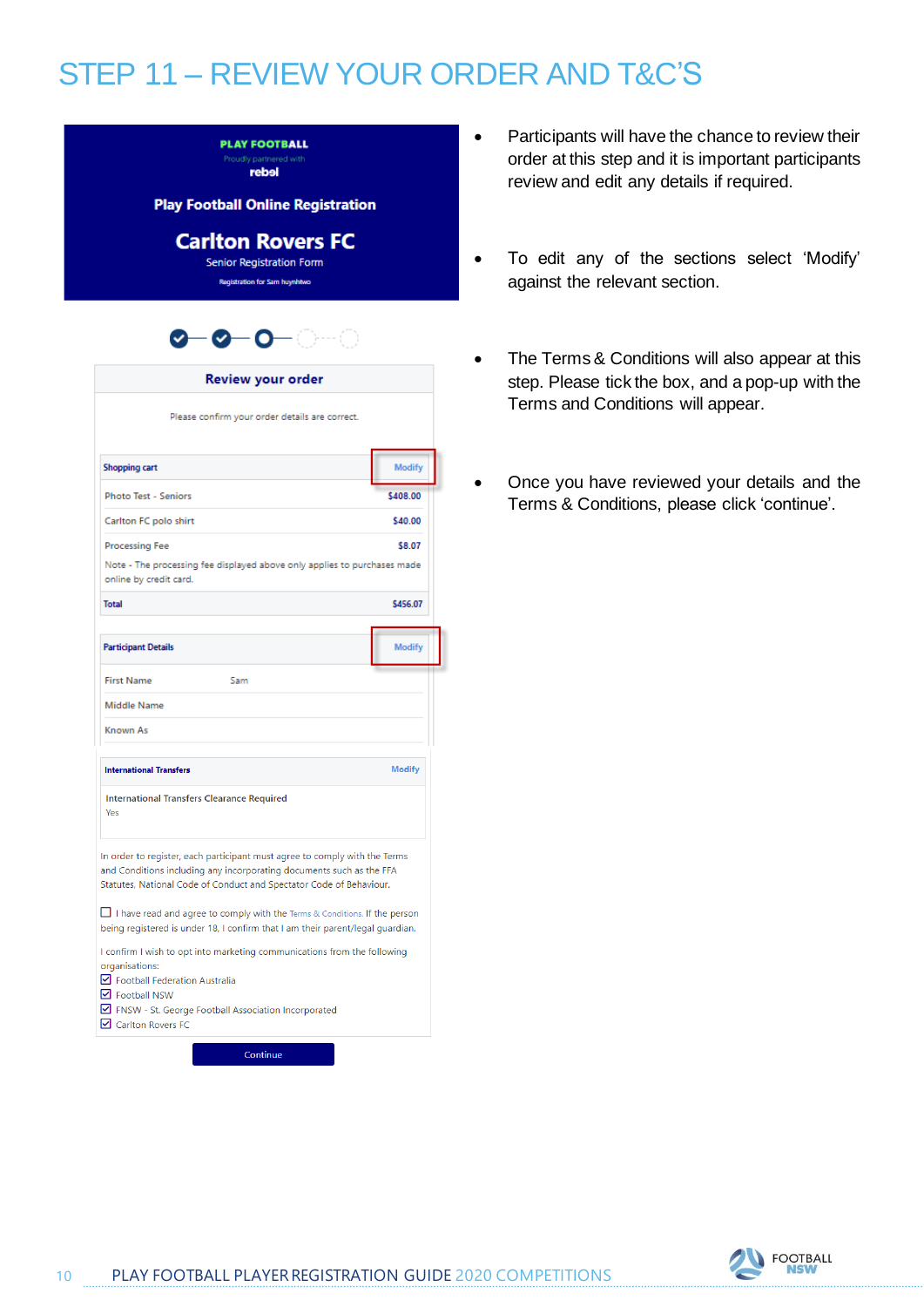# STEP 11 – REVIEW YOUR ORDER AND T&C'S

PLAY FOOTBALL
Proudly partnered with
rebel

Play Football Online Registration

Carlton Rovers FC
Senior Registration Form
Registration for Sam huynhtwo

**Review your order**

Please confirm your order details are correct.

| Shopping cart | Modify |
|---|---|
| Photo Test - Seniors | $408.00 |
| Carlton FC polo shirt | $40.00 |
| Processing Fee | $8.07 |
| Note - The processing fee displayed above only applies to purchases made online by credit card. | |
| Total | $456.07 |

| Participant Details | Modify |
|---|---|
| First Name | Sam |
| Middle Name | |
| Known As | |

| International Transfers | Modify |
|---|---|
| International Transfers Clearance Required | |
| Yes | |

In order to register, each participant must agree to comply with the Terms and Conditions including any incorporating documents such as the FFA Statutes, National Code of Conduct and Spectator Code of Behaviour.

☐ I have read and agree to comply with the Terms & Conditions. If the person being registered is under 18, I confirm that I am their parent/legal guardian.

I confirm I wish to opt into marketing communications from the following organisations:

☑ Football Federation Australia
☑ Football NSW
☑ FNSW - St. George Football Association Incorporated
☑ Carlton Rovers FC

Continue

- Participants will have the chance to review their order at this step and it is important participants review and edit any details if required.
- To edit any of the sections select 'Modify' against the relevant section.
- The Terms & Conditions will also appear at this step. Please tick the box, and a pop-up with the Terms and Conditions will appear.
- Once you have reviewed your details and the Terms & Conditions, please click 'continue'.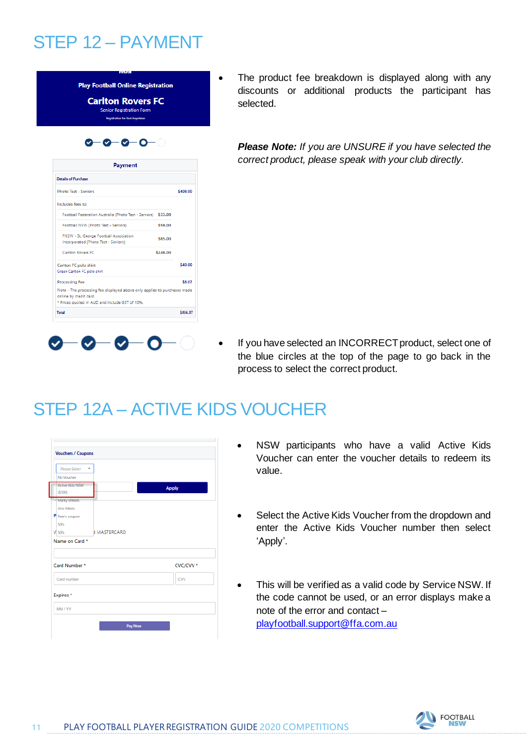# STEP 12 – PAYMENT

- The product fee breakdown is displayed along with any discounts or additional products the participant has selected.

***Please Note:*** *If you are UNSURE if you have selected the correct product, please speak with your club directly.*

- If you have selected an INCORRECT product, select one of the blue circles at the top of the page to go back in the process to select the correct product.

# STEP 12A – ACTIVE KIDS VOUCHER

- NSW participants who have a valid Active Kids Voucher can enter the voucher details to redeem its value.
- Select the Active Kids Voucher from the dropdown and enter the Active Kids Voucher number then select 'Apply'.
- This will be verified as a valid code by Service NSW. If the code cannot be used, or an error displays make a note of the error and contact – playfootball.support@ffa.com.au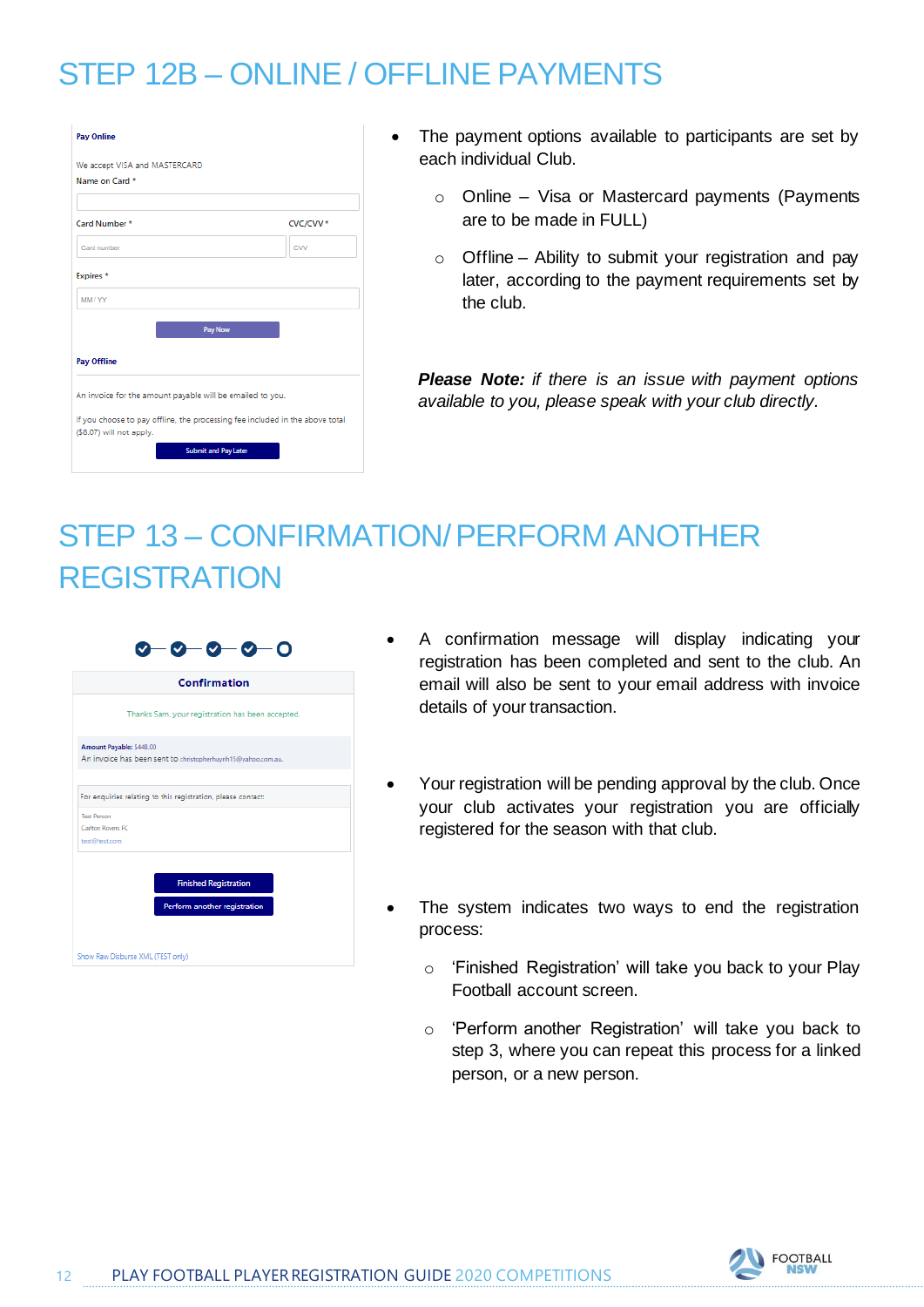# STEP 12B – ONLINE / OFFLINE PAYMENTS

**Pay Online**

We accept VISA and MASTERCARD

Name on Card *

Card Number * CVC/CVV *

Expires *

Pay Now

**Pay Offline**

An invoice for the amount payable will be emailed to you.

If you choose to pay offline, the processing fee included in the above total ($8.07) will not apply.

Submit and Pay Later

- The payment options available to participants are set by each individual Club.
  - Online – Visa or Mastercard payments (Payments are to be made in FULL)
  - Offline – Ability to submit your registration and pay later, according to the payment requirements set by the club.

***Please Note:*** *if there is an issue with payment options available to you, please speak with your club directly.*

# STEP 13 – CONFIRMATION/ PERFORM ANOTHER REGISTRATION

**Confirmation**

Thanks Sam, your registration has been accepted.

**Amount Payable:** $448.00
An invoice has been sent to christopherhuynh15@yahoo.com.au.

For enquiries relating to this registration, please contact:

Test Person
Carlton Rovers FC
test@test.com

Finished Registration

Perform another registration

Show Raw Disburse XML (TEST only)

- A confirmation message will display indicating your registration has been completed and sent to the club. An email will also be sent to your email address with invoice details of your transaction.
- Your registration will be pending approval by the club. Once your club activates your registration you are officially registered for the season with that club.
- The system indicates two ways to end the registration process:
  - 'Finished Registration' will take you back to your Play Football account screen.
  - 'Perform another Registration' will take you back to step 3, where you can repeat this process for a linked person, or a new person.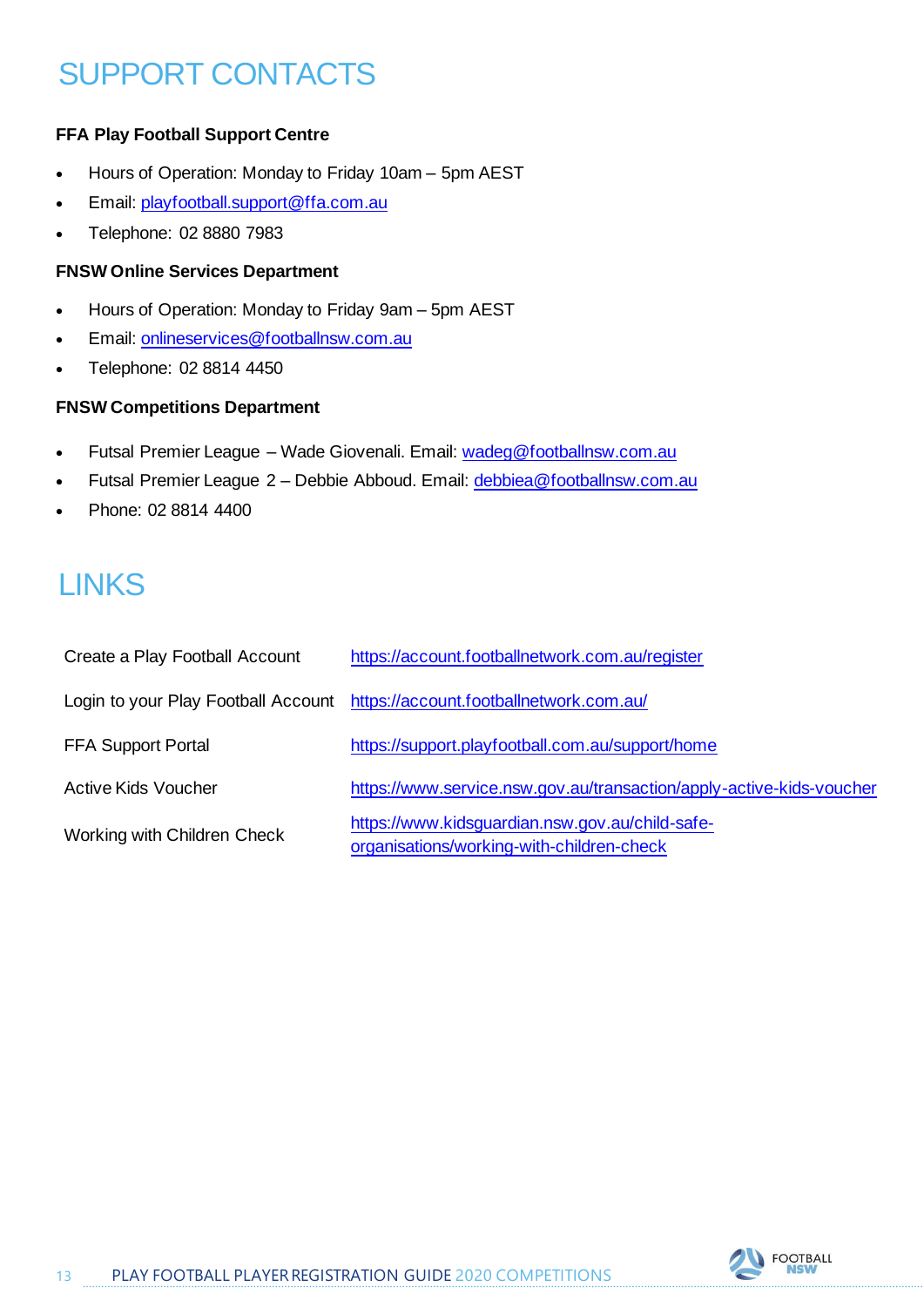# SUPPORT CONTACTS

**FFA Play Football Support Centre**

- Hours of Operation: Monday to Friday 10am – 5pm AEST
- Email: playfootball.support@ffa.com.au
- Telephone: 02 8880 7983

**FNSW Online Services Department**

- Hours of Operation: Monday to Friday 9am – 5pm AEST
- Email: onlineservices@footballnsw.com.au
- Telephone: 02 8814 4450

**FNSW Competitions Department**

- Futsal Premier League – Wade Giovenali. Email: wadeg@footballnsw.com.au
- Futsal Premier League 2 – Debbie Abboud. Email: debbiea@footballnsw.com.au
- Phone: 02 8814 4400

# LINKS

| | |
|---|---|
| Create a Play Football Account | https://account.footballnetwork.com.au/register |
| Login to your Play Football Account | https://account.footballnetwork.com.au/ |
| FFA Support Portal | https://support.playfootball.com.au/support/home |
| Active Kids Voucher | https://www.service.nsw.gov.au/transaction/apply-active-kids-voucher |
| Working with Children Check | https://www.kidsguardian.nsw.gov.au/child-safe-organisations/working-with-children-check |